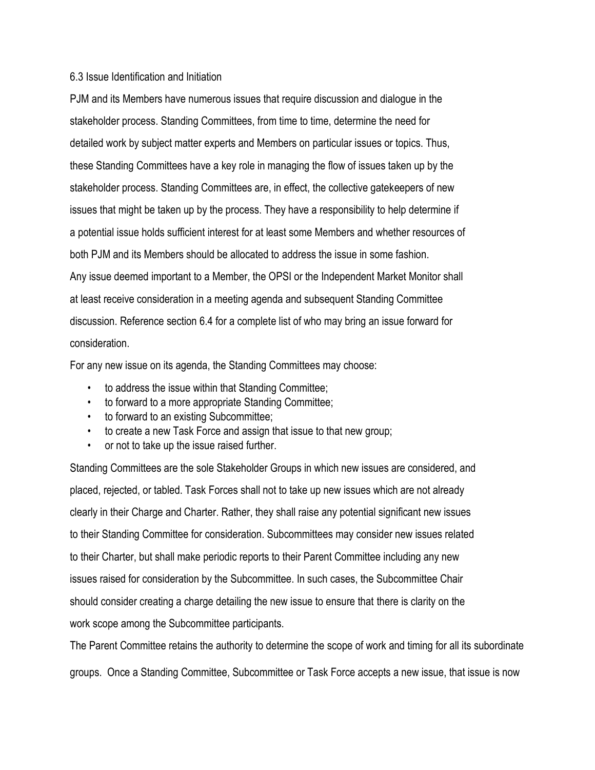## 6.3 Issue Identification and Initiation

PJM and its Members have numerous issues that require discussion and dialogue in the stakeholder process. Standing Committees, from time to time, determine the need for detailed work by subject matter experts and Members on particular issues or topics. Thus, these Standing Committees have a key role in managing the flow of issues taken up by the stakeholder process. Standing Committees are, in effect, the collective gatekeepers of new issues that might be taken up by the process. They have a responsibility to help determine if a potential issue holds sufficient interest for at least some Members and whether resources of both PJM and its Members should be allocated to address the issue in some fashion.

Any issue deemed important to a Member, the OPSI or the Independent Market Monitor shall at least receive consideration in a meeting agenda and subsequent Standing Committee discussion. Reference section 6.4 for a complete list of who may bring an issue forward for consideration.

For any new issue on its agenda, the Standing Committees may choose:

- to address the issue within that Standing Committee;
- to forward to a more appropriate Standing Committee;
- to forward to an existing Subcommittee;
- to create a new Task Force and assign that issue to that new group;
- or not to take up the issue raised further.

Standing Committees are the sole Stakeholder Groups in which new issues are considered, and placed, rejected, or tabled. Task Forces shall not to take up new issues which are not already clearly in their Charge and Charter. Rather, they shall raise any potential significant new issues to their Standing Committee for consideration. Subcommittees may consider new issues related to their Charter, but shall make periodic reports to their Parent Committee including any new issues raised for consideration by the Subcommittee. In such cases, the Subcommittee Chair should consider creating a charge detailing the new issue to ensure that there is clarity on the work scope among the Subcommittee participants.

The Parent Committee retains the authority to determine the scope of work and timing for all its subordinate groups. Once a Standing Committee, Subcommittee or Task Force accepts a new issue, that issue is now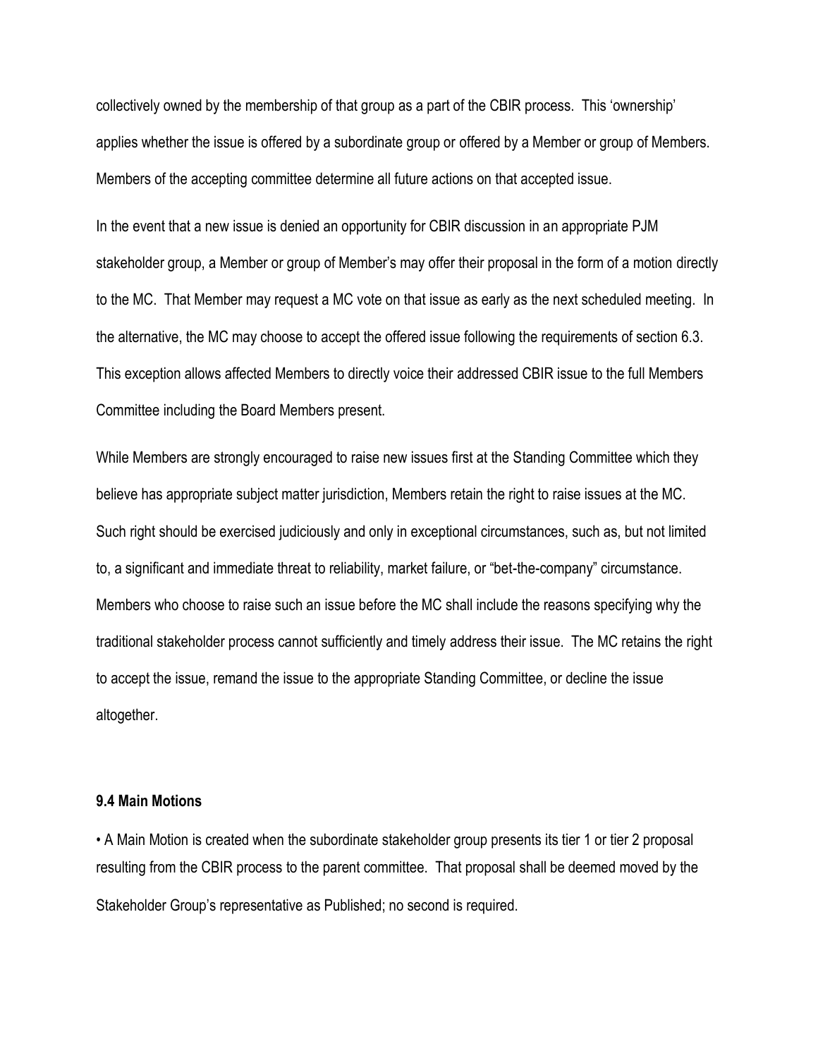collectively owned by the membership of that group as a part of the CBIR process. This 'ownership' applies whether the issue is offered by a subordinate group or offered by a Member or group of Members. Members of the accepting committee determine all future actions on that accepted issue.

In the event that a new issue is denied an opportunity for CBIR discussion in an appropriate PJM stakeholder group, a Member or group of Member's may offer their proposal in the form of a motion directly to the MC. That Member may request a MC vote on that issue as early as the next scheduled meeting. In the alternative, the MC may choose to accept the offered issue following the requirements of section 6.3. This exception allows affected Members to directly voice their addressed CBIR issue to the full Members Committee including the Board Members present.

While Members are strongly encouraged to raise new issues first at the Standing Committee which they believe has appropriate subject matter jurisdiction, Members retain the right to raise issues at the MC. Such right should be exercised judiciously and only in exceptional circumstances, such as, but not limited to, a significant and immediate threat to reliability, market failure, or "bet-the-company" circumstance. Members who choose to raise such an issue before the MC shall include the reasons specifying why the traditional stakeholder process cannot sufficiently and timely address their issue. The MC retains the right to accept the issue, remand the issue to the appropriate Standing Committee, or decline the issue altogether.

### 9.4 Main Motions

- A Main Motion is created when the subordinate stakeholder group presents its tier 1 or tier 2 proposal resulting from the CBIR process to the parent committee. That proposal shall be deemed moved by the Stakeholder Group's representative as Published; no second is required.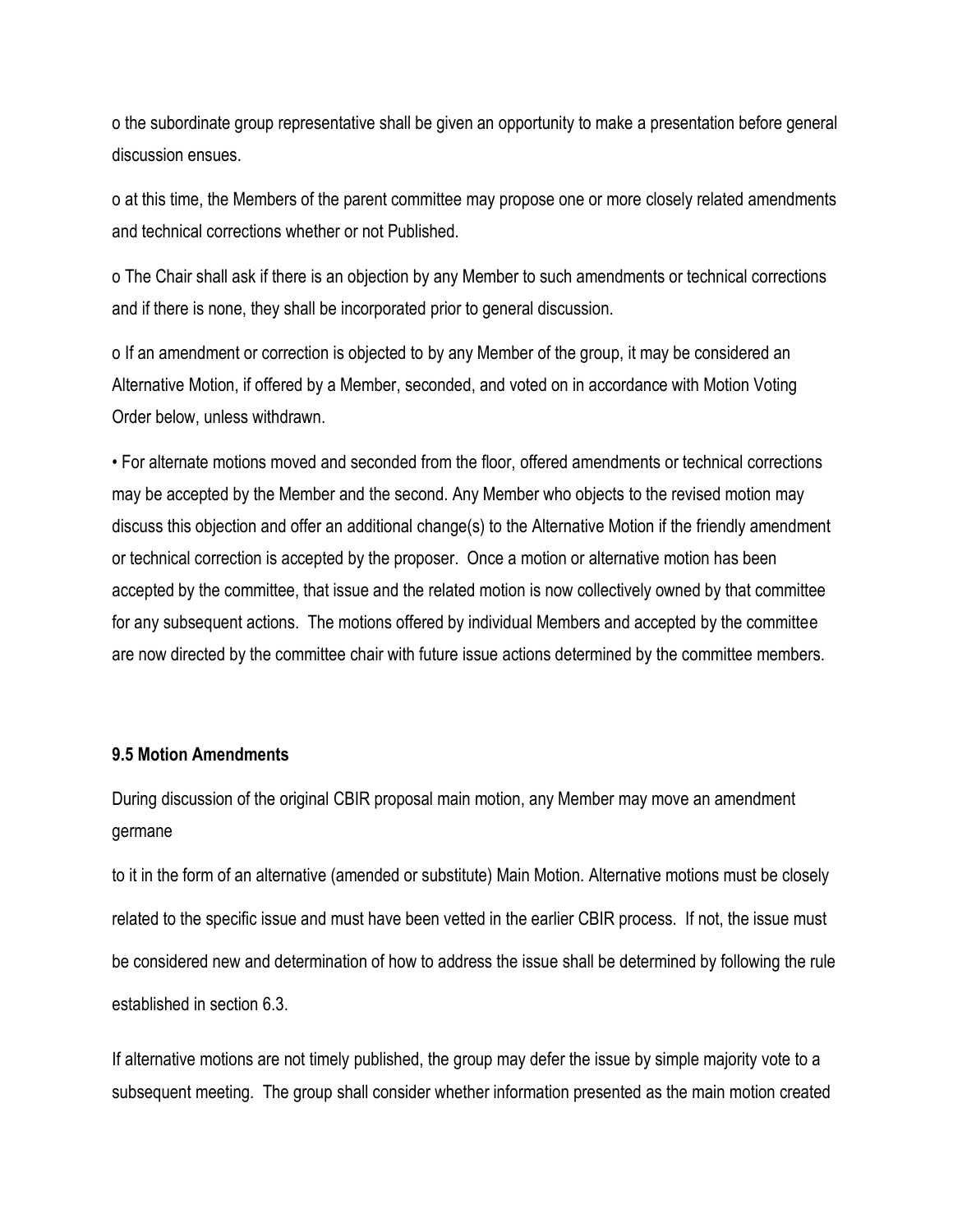o the subordinate group representative shall be given an opportunity to make a presentation before general discussion ensues.

o at this time, the Members of the parent committee may propose one or more closely related amendments and technical corrections whether or not Published.

o The Chair shall ask if there is an objection by any Member to such amendments or technical corrections and if there is none, they shall be incorporated prior to general discussion.

o If an amendment or correction is objected to by any Member of the group, it may be considered an Alternative Motion, if offered by a Member, seconded, and voted on in accordance with Motion Voting Order below, unless withdrawn.

- For alternate motions moved and seconded from the floor, offered amendments or technical corrections may be accepted by the Member and the second. Any Member who objects to the revised motion may discuss this objection and offer an additional change(s) to the Alternative Motion if the friendly amendment or technical correction is accepted by the proposer. Once a motion or alternative motion has been accepted by the committee, that issue and the related motion is now collectively owned by that committee for any subsequent actions. The motions offered by individual Members and accepted by the committee are now directed by the committee chair with future issue actions determined by the committee members.

**9.5 Motion Amendments**

During discussion of the original CBIR proposal main motion, any Member may move an amendment germane

to it in the form of an alternative (amended or substitute) Main Motion. Alternative motions must be closely related to the specific issue and must have been vetted in the earlier CBIR process. If not, the issue must be considered new and determination of how to address the issue shall be determined by following the rule established in section 6.3.

If alternative motions are not timely published, the group may defer the issue by simple majority vote to a subsequent meeting. The group shall consider whether information presented as the main motion created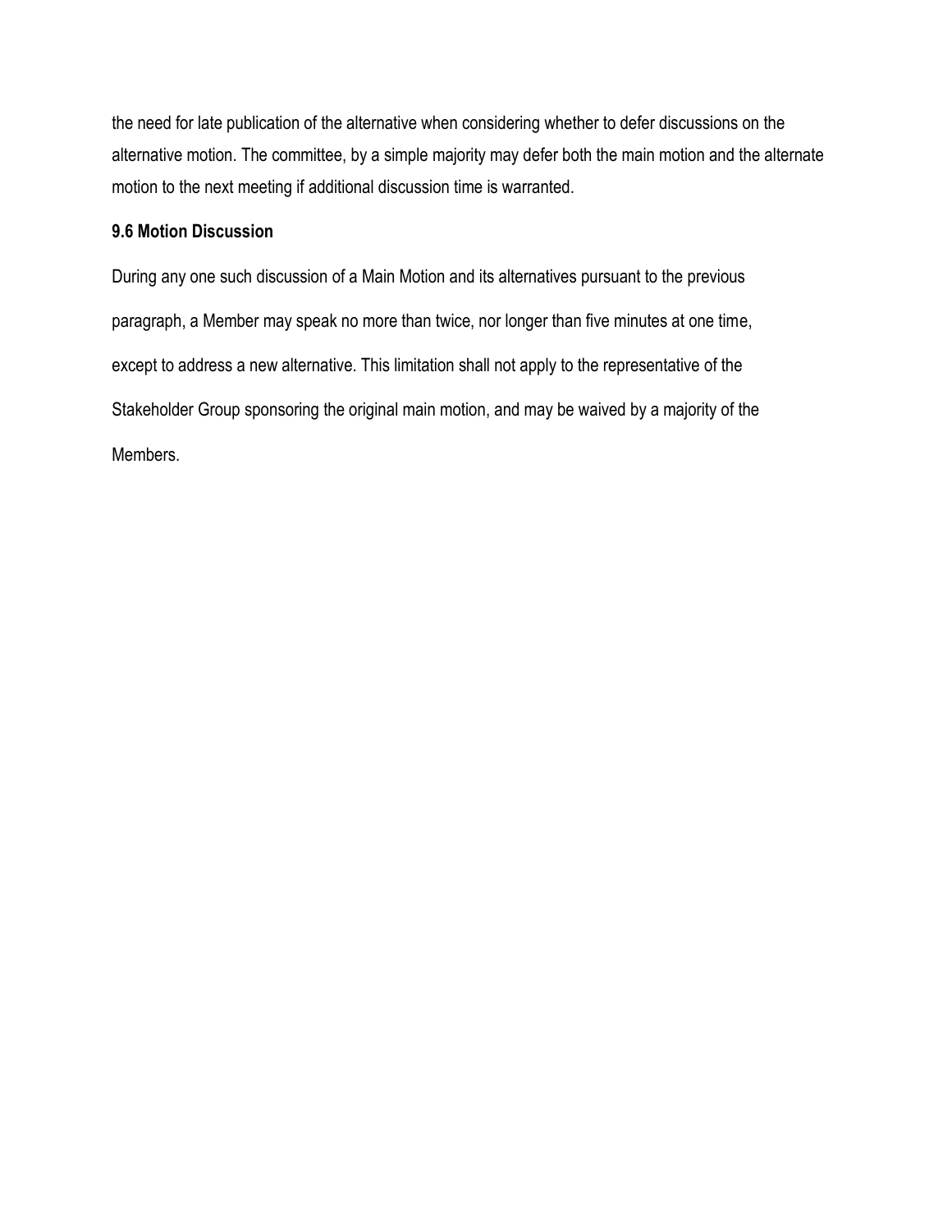the need for late publication of the alternative when considering whether to defer discussions on the alternative motion. The committee, by a simple majority may defer both the main motion and the alternate motion to the next meeting if additional discussion time is warranted.

**9.6 Motion Discussion**

During any one such discussion of a Main Motion and its alternatives pursuant to the previous paragraph, a Member may speak no more than twice, nor longer than five minutes at one time, except to address a new alternative. This limitation shall not apply to the representative of the Stakeholder Group sponsoring the original main motion, and may be waived by a majority of the Members.